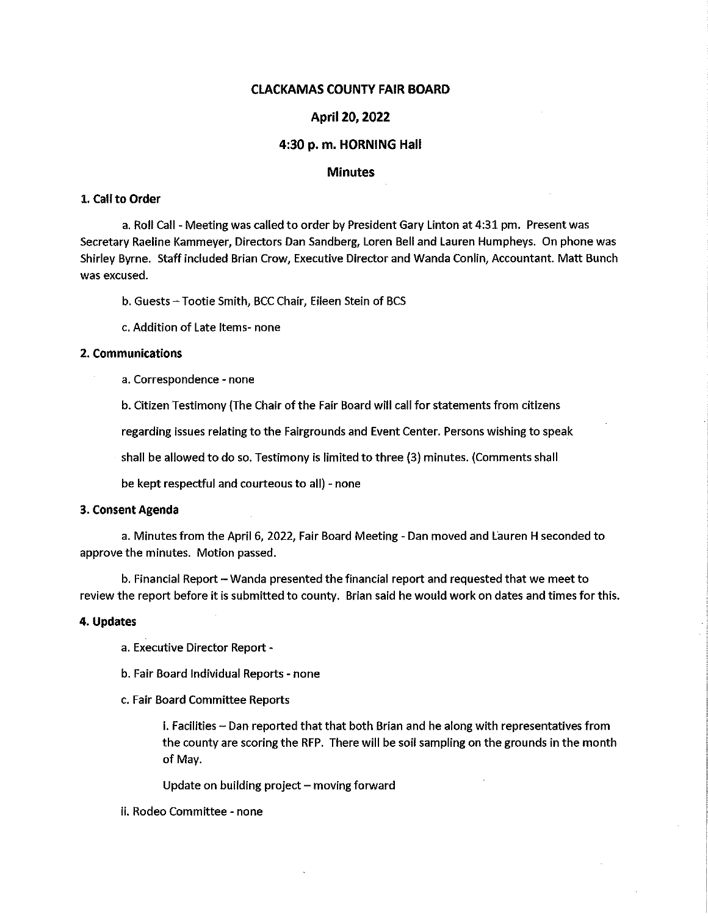# CLACKAMAS COUNTY FAIR BOARD

## April 20, 2022

## 4:30 p. m. HORNING Hall

## Minutes

### 1. Call to Order

a. Roll Call - Meeting was called to order by President Gary Linton at 4:31 pm. Present was Secretary Raeline Kammeyer, Directors Dan Sandberg, Loren Bell and Lauren Humpheys. On phone was Shirley Byrne. Staff included Brian Crow, Executive Director and Wanda Conlin, Accountant. Matt Bunch was excused.

b. Guests – Tootie Smith, BCC Chair, Eileen Stein of BCS

c. Addition of Late Items- none

### 2. Communications

a. Correspondence - none

b. Citizen Testimony (The Chair of the Fair Board will call for statements from citizens regarding issues relating to the Fairgrounds and Event Center. Persons wishing to speak shall be allowed to do so. Testimony is limited to three (3) minutes. (Comments shall be kept respectful and courteous to all) - none

### 3. Consent Agenda

a. Minutes from the April 6, 2022, Fair Board Meeting - Dan moved and Lauren H seconded to approve the minutes. Motion passed.

b. Financial Report – Wanda presented the financial report and requested that we meet to review the report before it is submitted to county. Brian said he would work on dates and times for this.

### 4. Updates

a. Executive Director Report -

b. Fair Board Individual Reports - none

c. Fair Board Committee Reports

i. Facilities – Dan reported that that both Brian and he along with representatives from the county are scoring the RFP. There will be soil sampling on the grounds in the month of May.

Update on building project – moving forward

ii. Rodeo Committee - none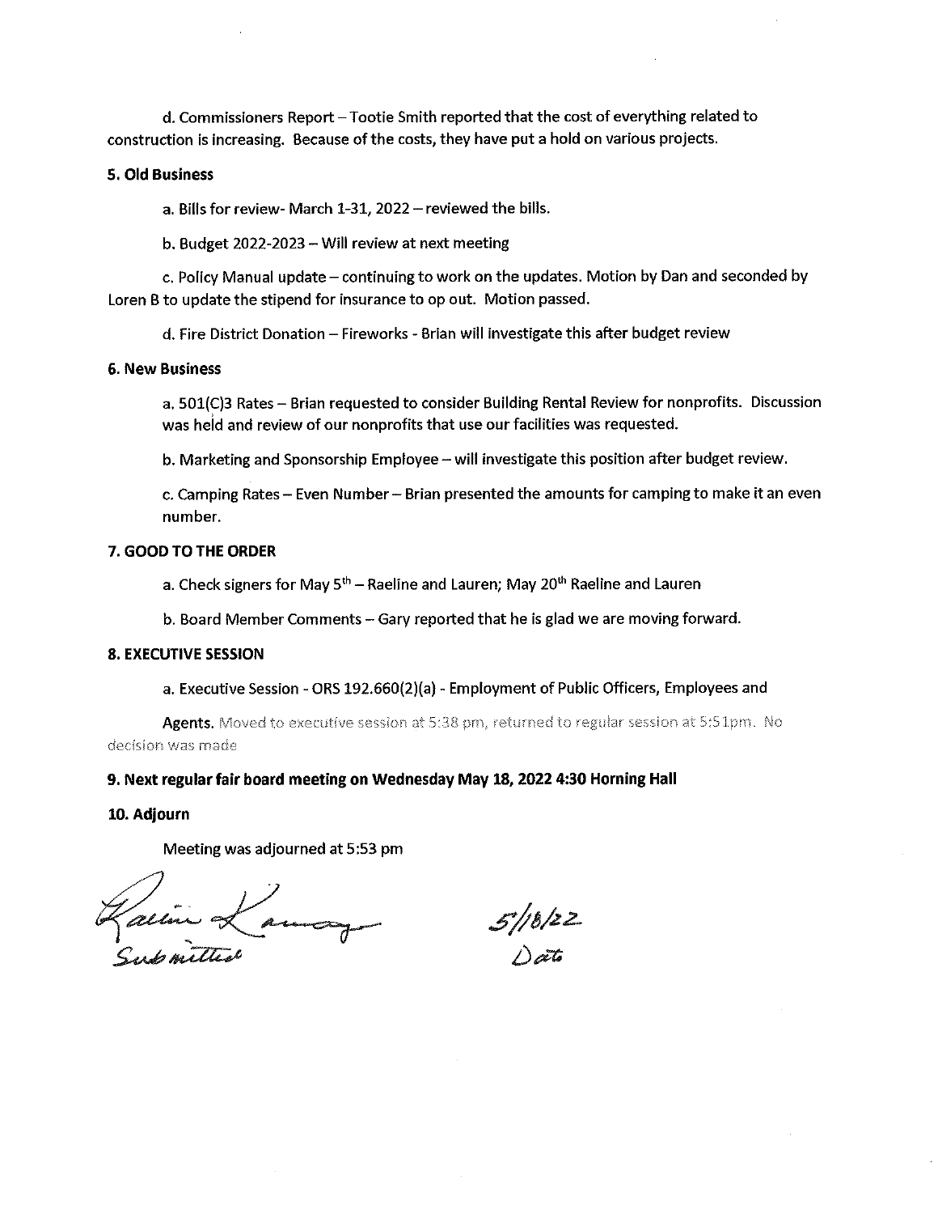d. Commissioners Report – Tootie Smith reported that the cost of everything related to construction is increasing. Because of the costs, they have put a hold on various projects.

**5. Old Business**

a. Bills for review- March 1-31, 2022 – reviewed the bills.

b. Budget 2022-2023 – Will review at next meeting

c. Policy Manual update – continuing to work on the updates. Motion by Dan and seconded by Loren B to update the stipend for insurance to op out. Motion passed.

d. Fire District Donation – Fireworks - Brian will investigate this after budget review

**6. New Business**

a. 501(C)3 Rates – Brian requested to consider Building Rental Review for nonprofits. Discussion was held and review of our nonprofits that use our facilities was requested.

b. Marketing and Sponsorship Employee – will investigate this position after budget review.

c. Camping Rates – Even Number – Brian presented the amounts for camping to make it an even number.

**7. GOOD TO THE ORDER**

a. Check signers for May 5th – Raeline and Lauren; May 20th Raeline and Lauren

b. Board Member Comments – Gary reported that he is glad we are moving forward.

**8. EXECUTIVE SESSION**

a. Executive Session - ORS 192.660(2)(a) - Employment of Public Officers, Employees and **Agents.** Moved to executive session at 5:38 pm, returned to regular session at 5:51pm. No decision was made

**9. Next regular fair board meeting on Wednesday May 18, 2022 4:30 Horning Hall**

**10. Adjourn**

Meeting was adjourned at 5:53 pm

Submitted 5/18/22 Date